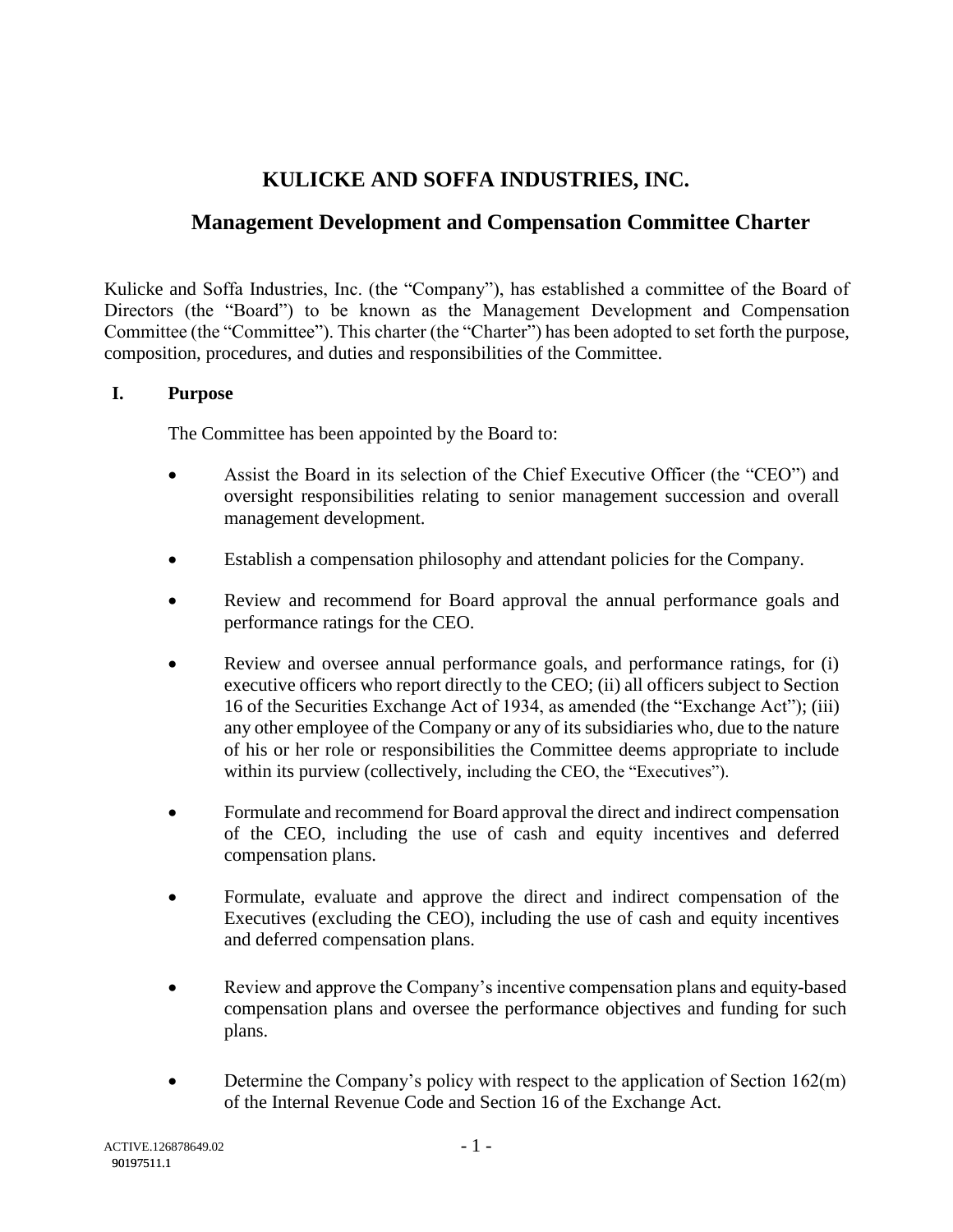# KULICKE AND SOFFA INDUSTRIES, INC.

## Management Development and Compensation Committee Charter

Kulicke and Soffa Industries, Inc. (the "Company"), has established a committee of the Board of Directors (the "Board") to be known as the Management Development and Compensation Committee (the "Committee"). This charter (the "Charter") has been adopted to set forth the purpose, composition, procedures, and duties and responsibilities of the Committee.

### I. Purpose

The Committee has been appointed by the Board to:

- Assist the Board in its selection of the Chief Executive Officer (the "CEO") and oversight responsibilities relating to senior management succession and overall management development.
- Establish a compensation philosophy and attendant policies for the Company.
- Review and recommend for Board approval the annual performance goals and performance ratings for the CEO.
- Review and oversee annual performance goals, and performance ratings, for (i) executive officers who report directly to the CEO; (ii) all officers subject to Section 16 of the Securities Exchange Act of 1934, as amended (the "Exchange Act"); (iii) any other employee of the Company or any of its subsidiaries who, due to the nature of his or her role or responsibilities the Committee deems appropriate to include within its purview (collectively, including the CEO, the "Executives").
- Formulate and recommend for Board approval the direct and indirect compensation of the CEO, including the use of cash and equity incentives and deferred compensation plans.
- Formulate, evaluate and approve the direct and indirect compensation of the Executives (excluding the CEO), including the use of cash and equity incentives and deferred compensation plans.
- Review and approve the Company's incentive compensation plans and equity-based compensation plans and oversee the performance objectives and funding for such plans.
- Determine the Company's policy with respect to the application of Section 162(m) of the Internal Revenue Code and Section 16 of the Exchange Act.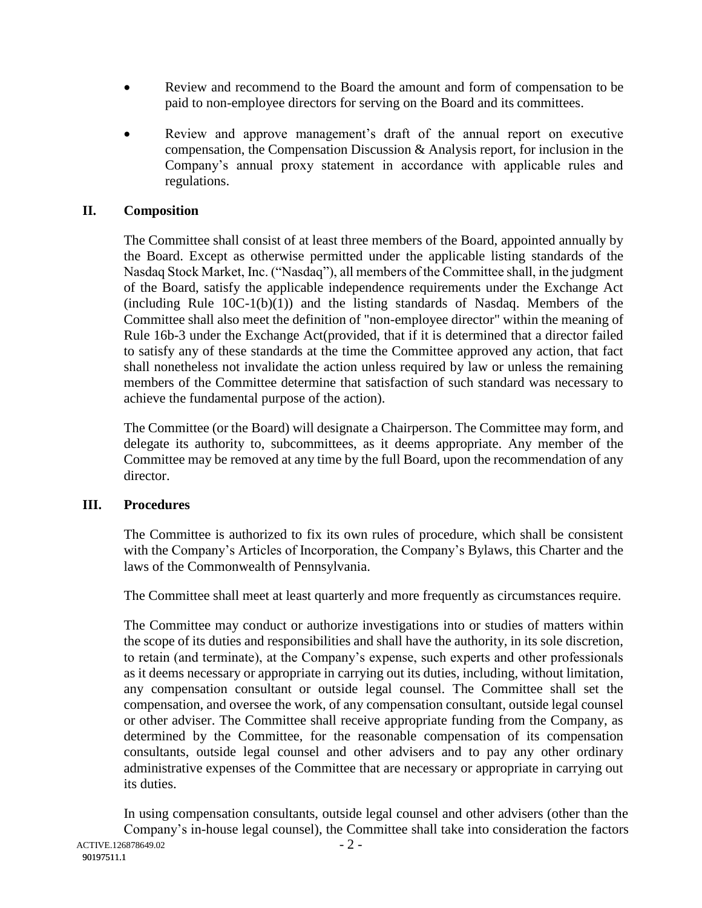- Review and recommend to the Board the amount and form of compensation to be paid to non-employee directors for serving on the Board and its committees.

- Review and approve management's draft of the annual report on executive compensation, the Compensation Discussion & Analysis report, for inclusion in the Company's annual proxy statement in accordance with applicable rules and regulations.

## II. Composition

The Committee shall consist of at least three members of the Board, appointed annually by the Board. Except as otherwise permitted under the applicable listing standards of the Nasdaq Stock Market, Inc. ("Nasdaq"), all members of the Committee shall, in the judgment of the Board, satisfy the applicable independence requirements under the Exchange Act (including Rule 10C-1(b)(1)) and the listing standards of Nasdaq. Members of the Committee shall also meet the definition of "non-employee director" within the meaning of Rule 16b-3 under the Exchange Act(provided, that if it is determined that a director failed to satisfy any of these standards at the time the Committee approved any action, that fact shall nonetheless not invalidate the action unless required by law or unless the remaining members of the Committee determine that satisfaction of such standard was necessary to achieve the fundamental purpose of the action).

The Committee (or the Board) will designate a Chairperson. The Committee may form, and delegate its authority to, subcommittees, as it deems appropriate. Any member of the Committee may be removed at any time by the full Board, upon the recommendation of any director.

## III. Procedures

The Committee is authorized to fix its own rules of procedure, which shall be consistent with the Company's Articles of Incorporation, the Company's Bylaws, this Charter and the laws of the Commonwealth of Pennsylvania.

The Committee shall meet at least quarterly and more frequently as circumstances require.

The Committee may conduct or authorize investigations into or studies of matters within the scope of its duties and responsibilities and shall have the authority, in its sole discretion, to retain (and terminate), at the Company's expense, such experts and other professionals as it deems necessary or appropriate in carrying out its duties, including, without limitation, any compensation consultant or outside legal counsel. The Committee shall set the compensation, and oversee the work, of any compensation consultant, outside legal counsel or other adviser. The Committee shall receive appropriate funding from the Company, as determined by the Committee, for the reasonable compensation of its compensation consultants, outside legal counsel and other advisers and to pay any other ordinary administrative expenses of the Committee that are necessary or appropriate in carrying out its duties.

In using compensation consultants, outside legal counsel and other advisers (other than the Company's in-house legal counsel), the Committee shall take into consideration the factors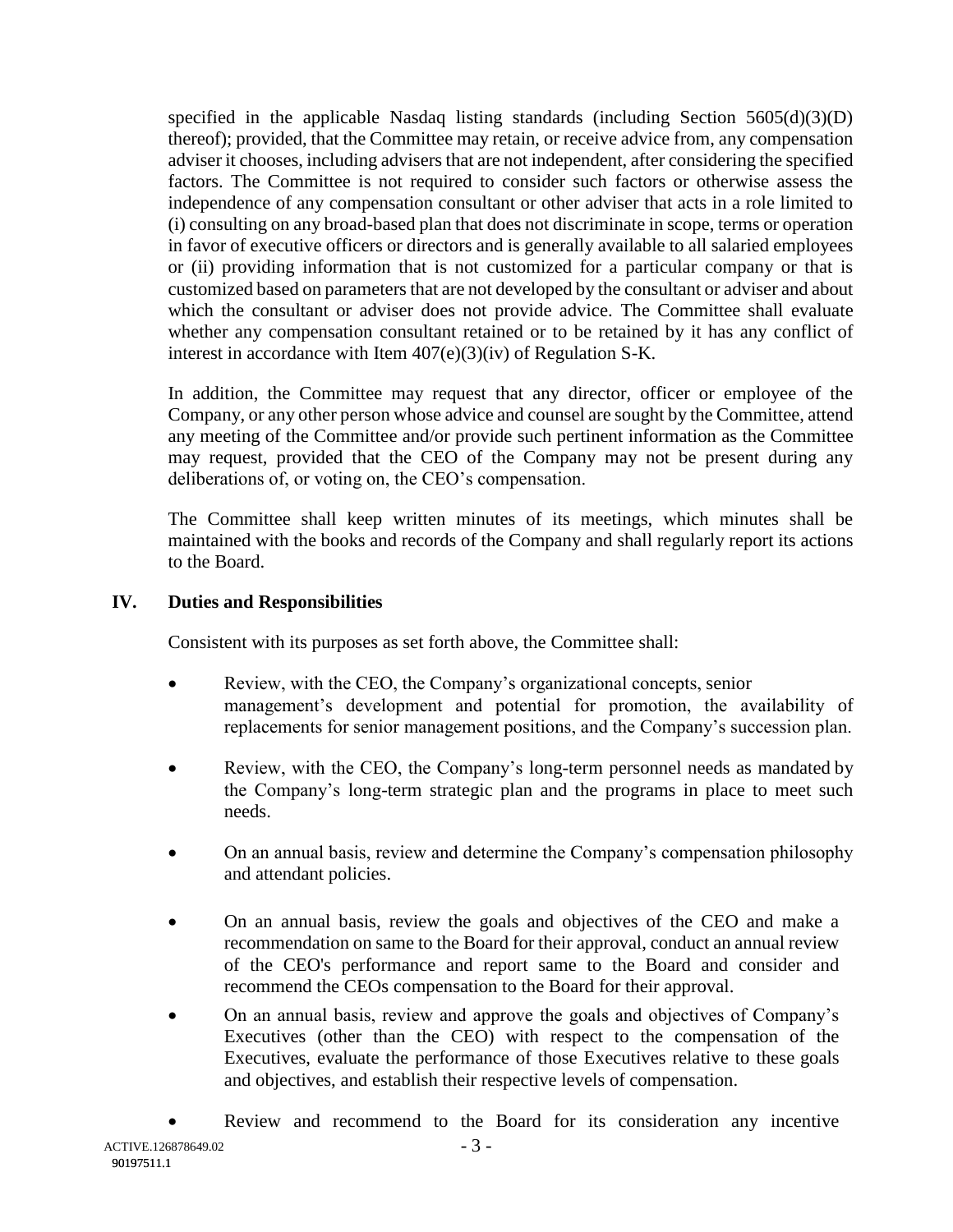specified in the applicable Nasdaq listing standards (including Section 5605(d)(3)(D) thereof); provided, that the Committee may retain, or receive advice from, any compensation adviser it chooses, including advisers that are not independent, after considering the specified factors. The Committee is not required to consider such factors or otherwise assess the independence of any compensation consultant or other adviser that acts in a role limited to (i) consulting on any broad-based plan that does not discriminate in scope, terms or operation in favor of executive officers or directors and is generally available to all salaried employees or (ii) providing information that is not customized for a particular company or that is customized based on parameters that are not developed by the consultant or adviser and about which the consultant or adviser does not provide advice. The Committee shall evaluate whether any compensation consultant retained or to be retained by it has any conflict of interest in accordance with Item 407(e)(3)(iv) of Regulation S-K.

In addition, the Committee may request that any director, officer or employee of the Company, or any other person whose advice and counsel are sought by the Committee, attend any meeting of the Committee and/or provide such pertinent information as the Committee may request, provided that the CEO of the Company may not be present during any deliberations of, or voting on, the CEO's compensation.

The Committee shall keep written minutes of its meetings, which minutes shall be maintained with the books and records of the Company and shall regularly report its actions to the Board.

## IV. Duties and Responsibilities

Consistent with its purposes as set forth above, the Committee shall:

- Review, with the CEO, the Company's organizational concepts, senior management's development and potential for promotion, the availability of replacements for senior management positions, and the Company's succession plan.
- Review, with the CEO, the Company's long-term personnel needs as mandated by the Company's long-term strategic plan and the programs in place to meet such needs.
- On an annual basis, review and determine the Company's compensation philosophy and attendant policies.
- On an annual basis, review the goals and objectives of the CEO and make a recommendation on same to the Board for their approval, conduct an annual review of the CEO's performance and report same to the Board and consider and recommend the CEOs compensation to the Board for their approval.
- On an annual basis, review and approve the goals and objectives of Company's Executives (other than the CEO) with respect to the compensation of the Executives, evaluate the performance of those Executives relative to these goals and objectives, and establish their respective levels of compensation.
- Review and recommend to the Board for its consideration any incentive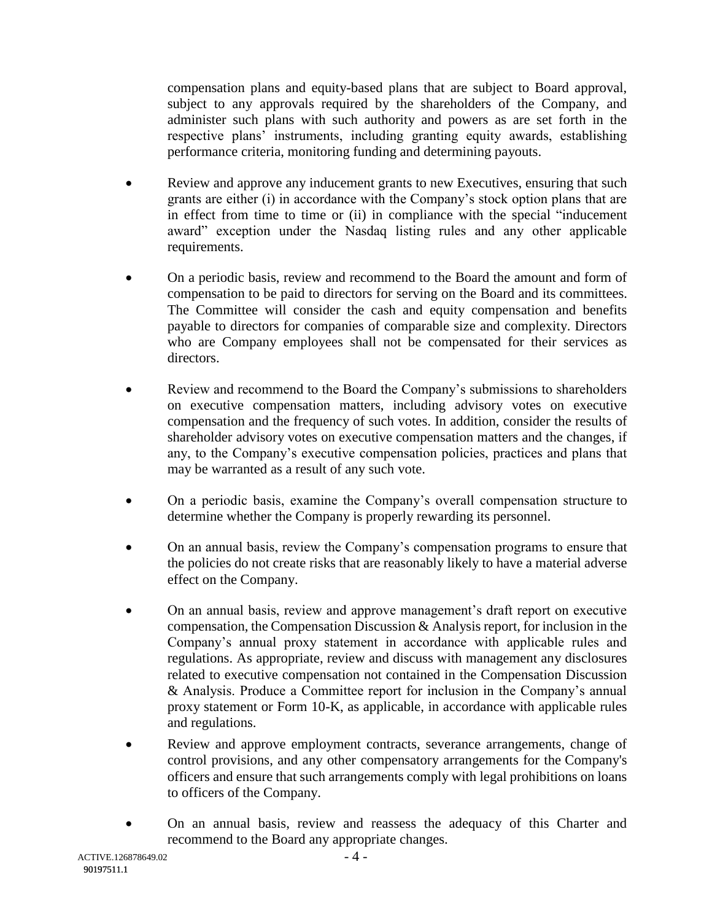compensation plans and equity-based plans that are subject to Board approval, subject to any approvals required by the shareholders of the Company, and administer such plans with such authority and powers as are set forth in the respective plans' instruments, including granting equity awards, establishing performance criteria, monitoring funding and determining payouts.

- Review and approve any inducement grants to new Executives, ensuring that such grants are either (i) in accordance with the Company's stock option plans that are in effect from time to time or (ii) in compliance with the special "inducement award" exception under the Nasdaq listing rules and any other applicable requirements.
- On a periodic basis, review and recommend to the Board the amount and form of compensation to be paid to directors for serving on the Board and its committees. The Committee will consider the cash and equity compensation and benefits payable to directors for companies of comparable size and complexity. Directors who are Company employees shall not be compensated for their services as directors.
- Review and recommend to the Board the Company's submissions to shareholders on executive compensation matters, including advisory votes on executive compensation and the frequency of such votes. In addition, consider the results of shareholder advisory votes on executive compensation matters and the changes, if any, to the Company's executive compensation policies, practices and plans that may be warranted as a result of any such vote.
- On a periodic basis, examine the Company's overall compensation structure to determine whether the Company is properly rewarding its personnel.
- On an annual basis, review the Company's compensation programs to ensure that the policies do not create risks that are reasonably likely to have a material adverse effect on the Company.
- On an annual basis, review and approve management's draft report on executive compensation, the Compensation Discussion & Analysis report, for inclusion in the Company's annual proxy statement in accordance with applicable rules and regulations. As appropriate, review and discuss with management any disclosures related to executive compensation not contained in the Compensation Discussion & Analysis. Produce a Committee report for inclusion in the Company's annual proxy statement or Form 10-K, as applicable, in accordance with applicable rules and regulations.
- Review and approve employment contracts, severance arrangements, change of control provisions, and any other compensatory arrangements for the Company's officers and ensure that such arrangements comply with legal prohibitions on loans to officers of the Company.
- On an annual basis, review and reassess the adequacy of this Charter and recommend to the Board any appropriate changes.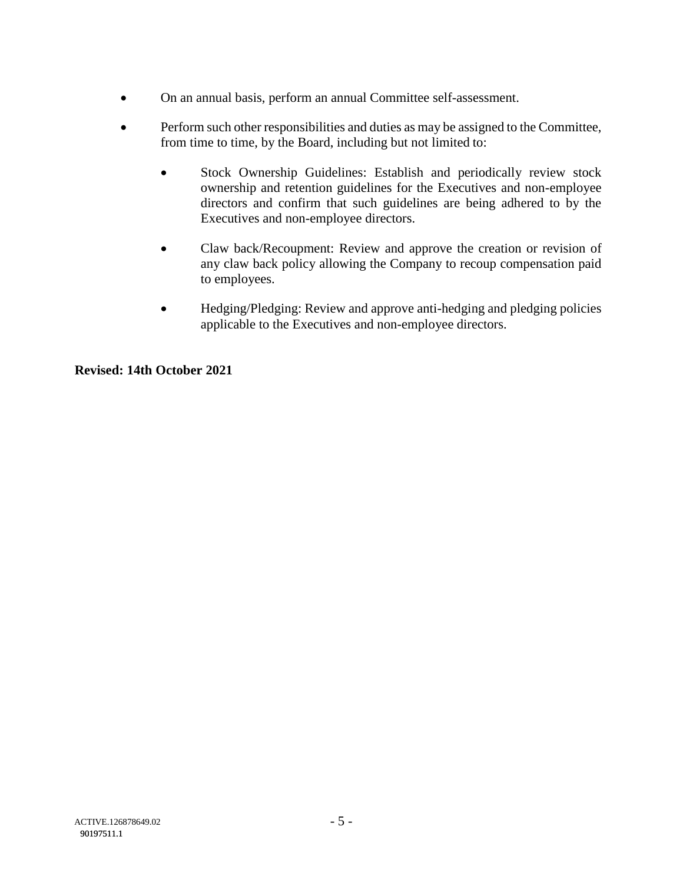- On an annual basis, perform an annual Committee self-assessment.

- Perform such other responsibilities and duties as may be assigned to the Committee, from time to time, by the Board, including but not limited to:

  - Stock Ownership Guidelines: Establish and periodically review stock ownership and retention guidelines for the Executives and non-employee directors and confirm that such guidelines are being adhered to by the Executives and non-employee directors.

  - Claw back/Recoupment: Review and approve the creation or revision of any claw back policy allowing the Company to recoup compensation paid to employees.

  - Hedging/Pledging: Review and approve anti-hedging and pledging policies applicable to the Executives and non-employee directors.

**Revised: 14th October 2021**